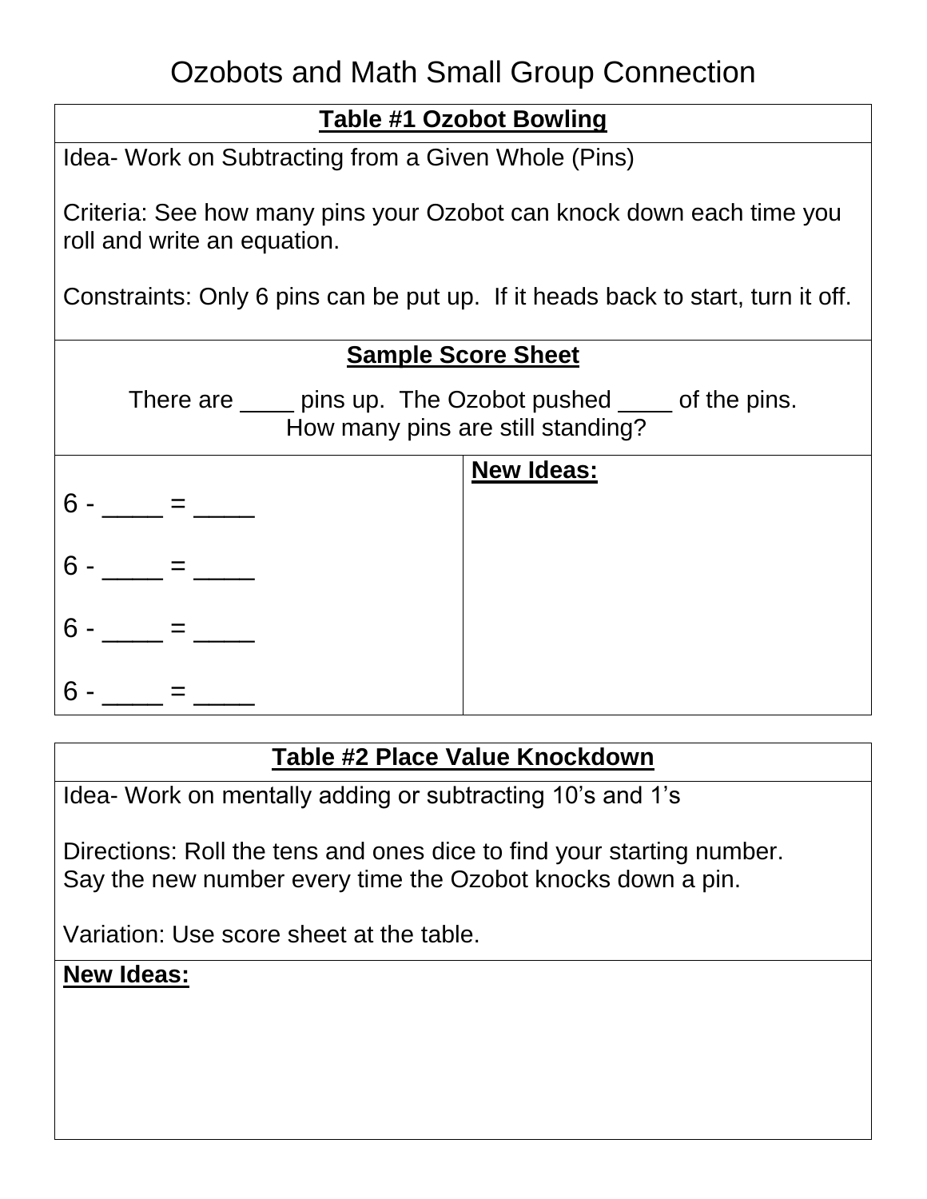# Ozobots and Math Small Group Connection

## Table #1 Ozobot Bowling

Idea- Work on Subtracting from a Given Whole (Pins)

Criteria: See how many pins your Ozobot can knock down each time you roll and write an equation.

Constraints: Only 6 pins can be put up. If it heads back to start, turn it off.

### Sample Score Sheet

There are ____ pins up. The Ozobot pushed ____ of the pins.
How many pins are still standing?

| | **New Ideas:** |
|---|---|
| 6 - ____ = ____ | |
| 6 - ____ = ____ | |
| 6 - ____ = ____ | |
| 6 - ____ = ____ | |

## Table #2 Place Value Knockdown

Idea- Work on mentally adding or subtracting 10's and 1's

Directions: Roll the tens and ones dice to find your starting number. Say the new number every time the Ozobot knocks down a pin.

Variation: Use score sheet at the table.

**New Ideas:**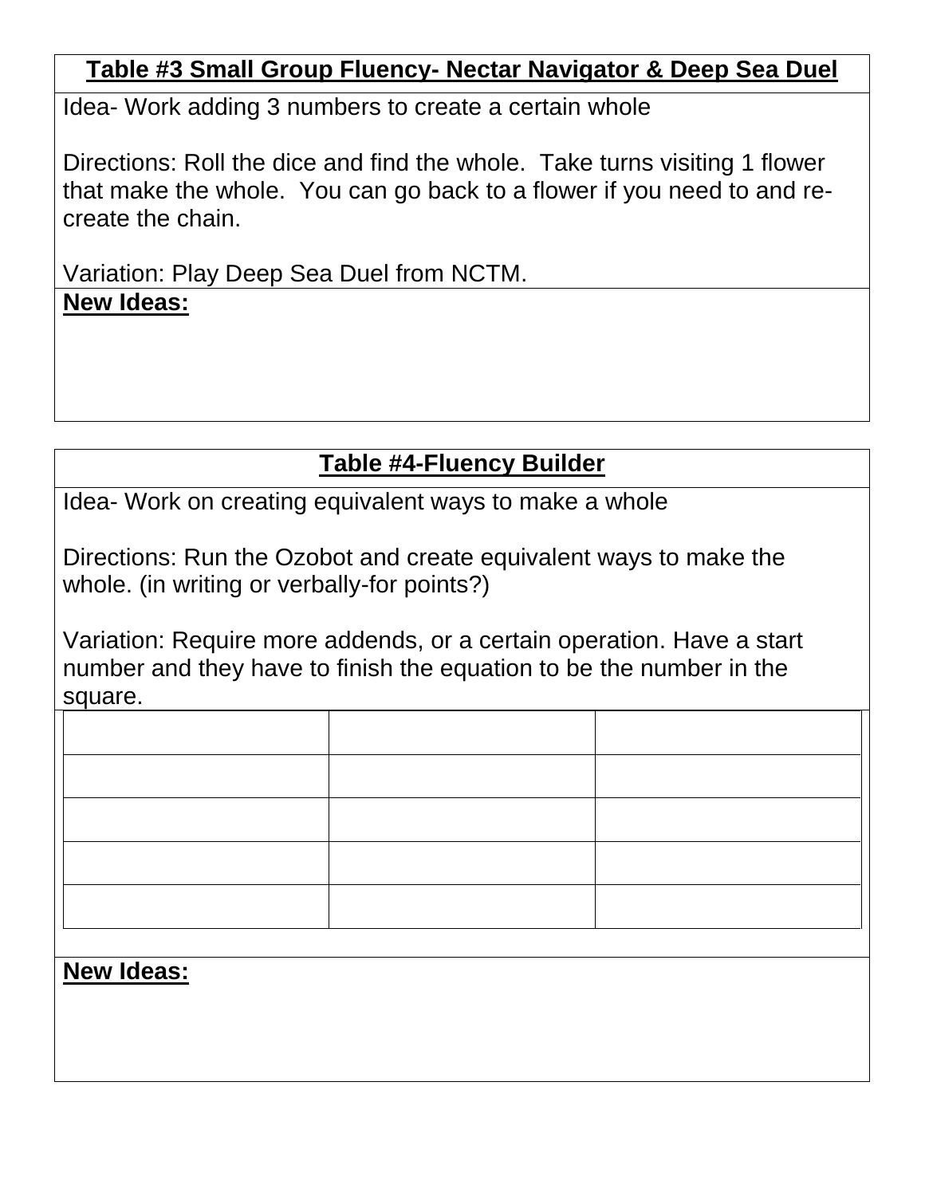**Table #3 Small Group Fluency- Nectar Navigator & Deep Sea Duel**

Idea- Work adding 3 numbers to create a certain whole

Directions: Roll the dice and find the whole. Take turns visiting 1 flower that make the whole. You can go back to a flower if you need to and re-create the chain.

Variation: Play Deep Sea Duel from NCTM.

**New Ideas:**

**Table #4-Fluency Builder**

Idea- Work on creating equivalent ways to make a whole

Directions: Run the Ozobot and create equivalent ways to make the whole. (in writing or verbally-for points?)

Variation: Require more addends, or a certain operation. Have a start number and they have to finish the equation to be the number in the square.

| | | |
|---|---|---|
| | | |
| | | |
| | | |
| | | |
| | | |

**New Ideas:**